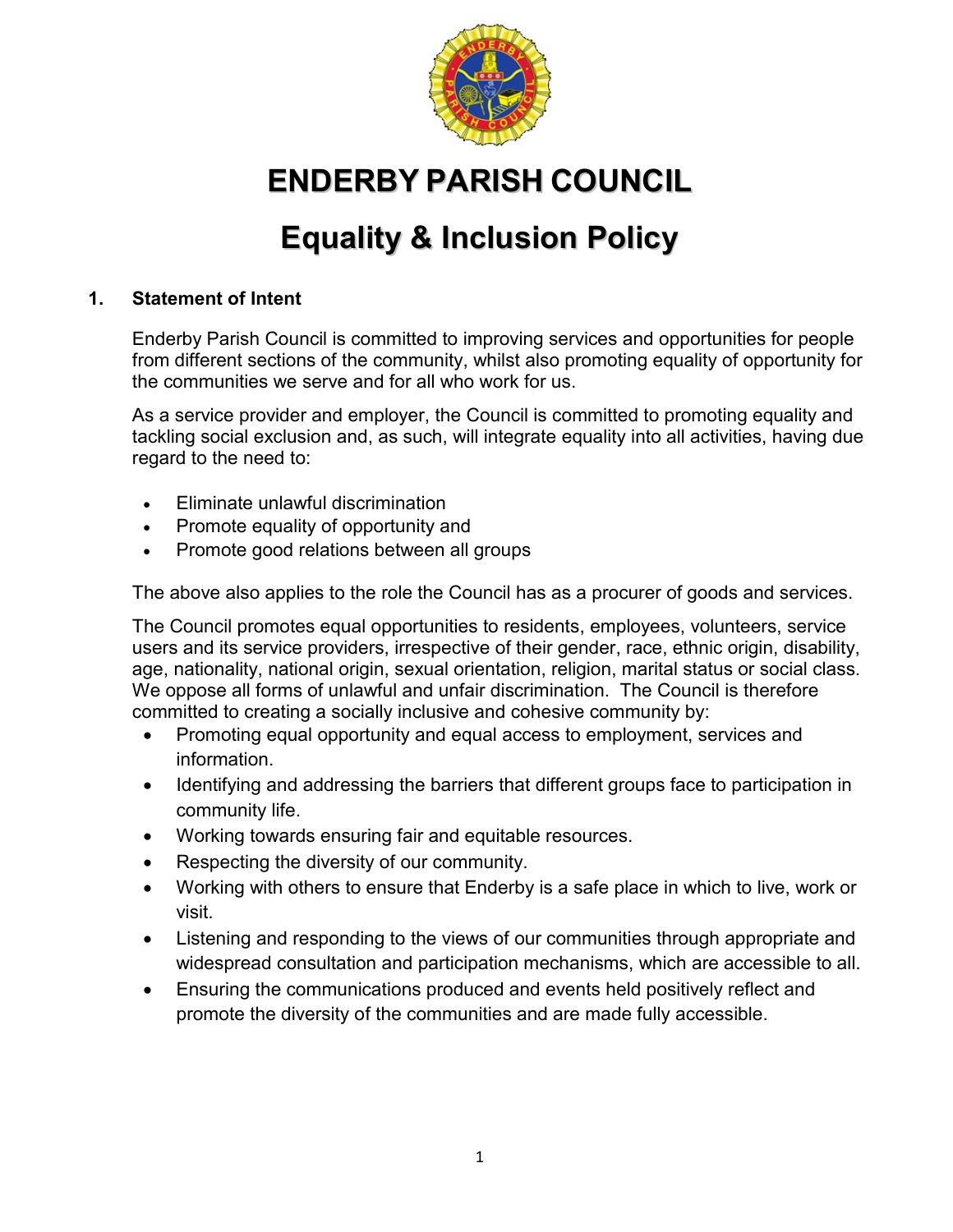# ENDERBY PARISH COUNCIL

# Equality & Inclusion Policy

## 1. Statement of Intent

Enderby Parish Council is committed to improving services and opportunities for people from different sections of the community, whilst also promoting equality of opportunity for the communities we serve and for all who work for us.

As a service provider and employer, the Council is committed to promoting equality and tackling social exclusion and, as such, will integrate equality into all activities, having due regard to the need to:

- Eliminate unlawful discrimination
- Promote equality of opportunity and
- Promote good relations between all groups

The above also applies to the role the Council has as a procurer of goods and services.

The Council promotes equal opportunities to residents, employees, volunteers, service users and its service providers, irrespective of their gender, race, ethnic origin, disability, age, nationality, national origin, sexual orientation, religion, marital status or social class. We oppose all forms of unlawful and unfair discrimination. The Council is therefore committed to creating a socially inclusive and cohesive community by:

- Promoting equal opportunity and equal access to employment, services and information.
- Identifying and addressing the barriers that different groups face to participation in community life.
- Working towards ensuring fair and equitable resources.
- Respecting the diversity of our community.
- Working with others to ensure that Enderby is a safe place in which to live, work or visit.
- Listening and responding to the views of our communities through appropriate and widespread consultation and participation mechanisms, which are accessible to all.
- Ensuring the communications produced and events held positively reflect and promote the diversity of the communities and are made fully accessible.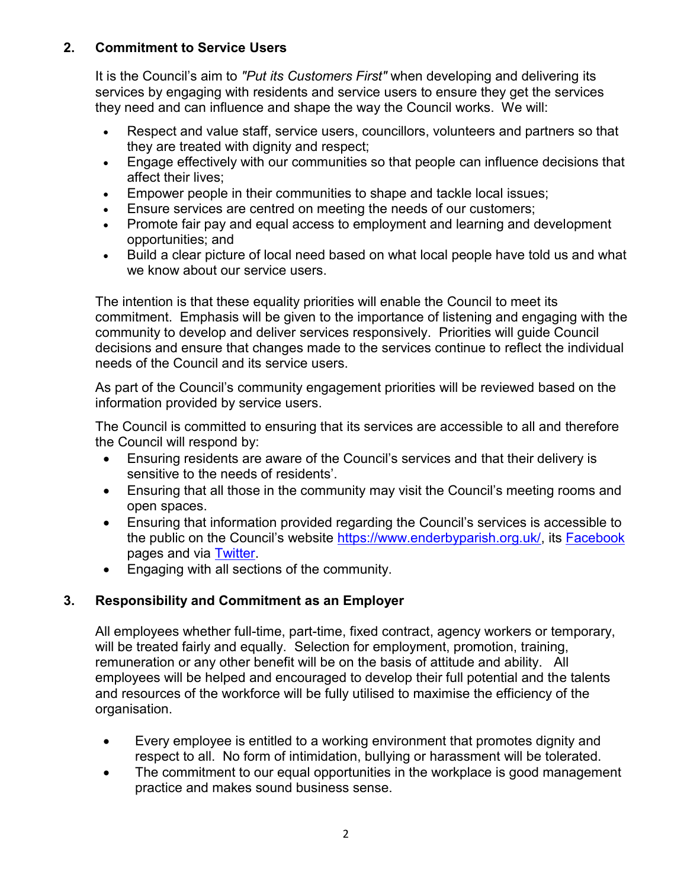## 2. Commitment to Service Users

It is the Council's aim to *"Put its Customers First"* when developing and delivering its services by engaging with residents and service users to ensure they get the services they need and can influence and shape the way the Council works. We will:

- Respect and value staff, service users, councillors, volunteers and partners so that they are treated with dignity and respect;
- Engage effectively with our communities so that people can influence decisions that affect their lives;
- Empower people in their communities to shape and tackle local issues;
- Ensure services are centred on meeting the needs of our customers;
- Promote fair pay and equal access to employment and learning and development opportunities; and
- Build a clear picture of local need based on what local people have told us and what we know about our service users.

The intention is that these equality priorities will enable the Council to meet its commitment. Emphasis will be given to the importance of listening and engaging with the community to develop and deliver services responsively. Priorities will guide Council decisions and ensure that changes made to the services continue to reflect the individual needs of the Council and its service users.

As part of the Council's community engagement priorities will be reviewed based on the information provided by service users.

The Council is committed to ensuring that its services are accessible to all and therefore the Council will respond by:

- Ensuring residents are aware of the Council's services and that their delivery is sensitive to the needs of residents'.
- Ensuring that all those in the community may visit the Council's meeting rooms and open spaces.
- Ensuring that information provided regarding the Council's services is accessible to the public on the Council's website [https://www.enderbyparish.org.uk/](https://www.enderbyparish.org.uk/), its Facebook pages and via Twitter.
- Engaging with all sections of the community.

## 3. Responsibility and Commitment as an Employer

All employees whether full-time, part-time, fixed contract, agency workers or temporary, will be treated fairly and equally. Selection for employment, promotion, training, remuneration or any other benefit will be on the basis of attitude and ability. All employees will be helped and encouraged to develop their full potential and the talents and resources of the workforce will be fully utilised to maximise the efficiency of the organisation.

- Every employee is entitled to a working environment that promotes dignity and respect to all. No form of intimidation, bullying or harassment will be tolerated.
- The commitment to our equal opportunities in the workplace is good management practice and makes sound business sense.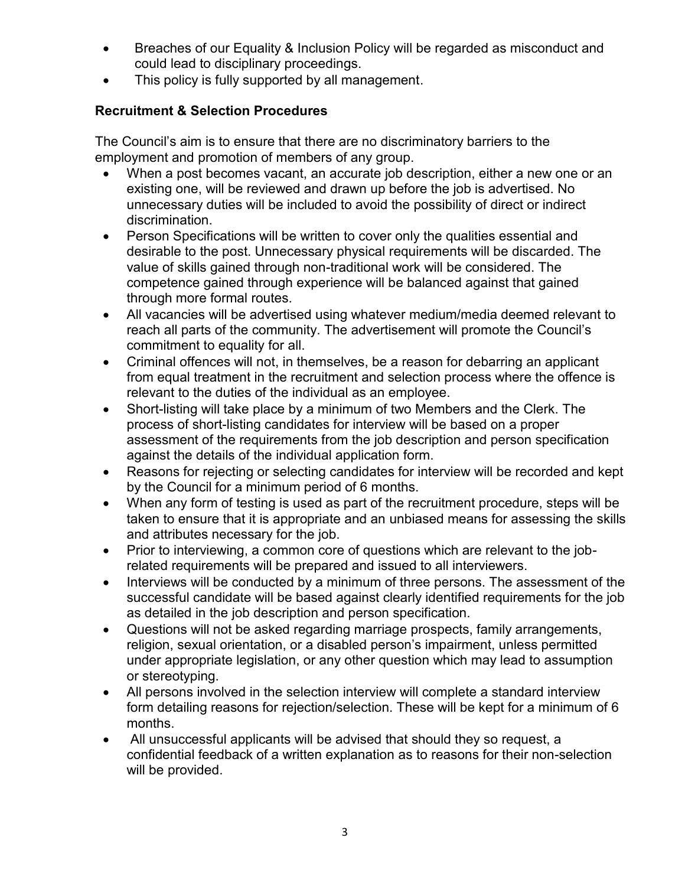- Breaches of our Equality & Inclusion Policy will be regarded as misconduct and could lead to disciplinary proceedings.
- This policy is fully supported by all management.

**Recruitment & Selection Procedures**

The Council's aim is to ensure that there are no discriminatory barriers to the employment and promotion of members of any group.

- When a post becomes vacant, an accurate job description, either a new one or an existing one, will be reviewed and drawn up before the job is advertised. No unnecessary duties will be included to avoid the possibility of direct or indirect discrimination.
- Person Specifications will be written to cover only the qualities essential and desirable to the post. Unnecessary physical requirements will be discarded. The value of skills gained through non-traditional work will be considered. The competence gained through experience will be balanced against that gained through more formal routes.
- All vacancies will be advertised using whatever medium/media deemed relevant to reach all parts of the community. The advertisement will promote the Council's commitment to equality for all.
- Criminal offences will not, in themselves, be a reason for debarring an applicant from equal treatment in the recruitment and selection process where the offence is relevant to the duties of the individual as an employee.
- Short-listing will take place by a minimum of two Members and the Clerk. The process of short-listing candidates for interview will be based on a proper assessment of the requirements from the job description and person specification against the details of the individual application form.
- Reasons for rejecting or selecting candidates for interview will be recorded and kept by the Council for a minimum period of 6 months.
- When any form of testing is used as part of the recruitment procedure, steps will be taken to ensure that it is appropriate and an unbiased means for assessing the skills and attributes necessary for the job.
- Prior to interviewing, a common core of questions which are relevant to the job-related requirements will be prepared and issued to all interviewers.
- Interviews will be conducted by a minimum of three persons. The assessment of the successful candidate will be based against clearly identified requirements for the job as detailed in the job description and person specification.
- Questions will not be asked regarding marriage prospects, family arrangements, religion, sexual orientation, or a disabled person's impairment, unless permitted under appropriate legislation, or any other question which may lead to assumption or stereotyping.
- All persons involved in the selection interview will complete a standard interview form detailing reasons for rejection/selection. These will be kept for a minimum of 6 months.
- All unsuccessful applicants will be advised that should they so request, a confidential feedback of a written explanation as to reasons for their non-selection will be provided.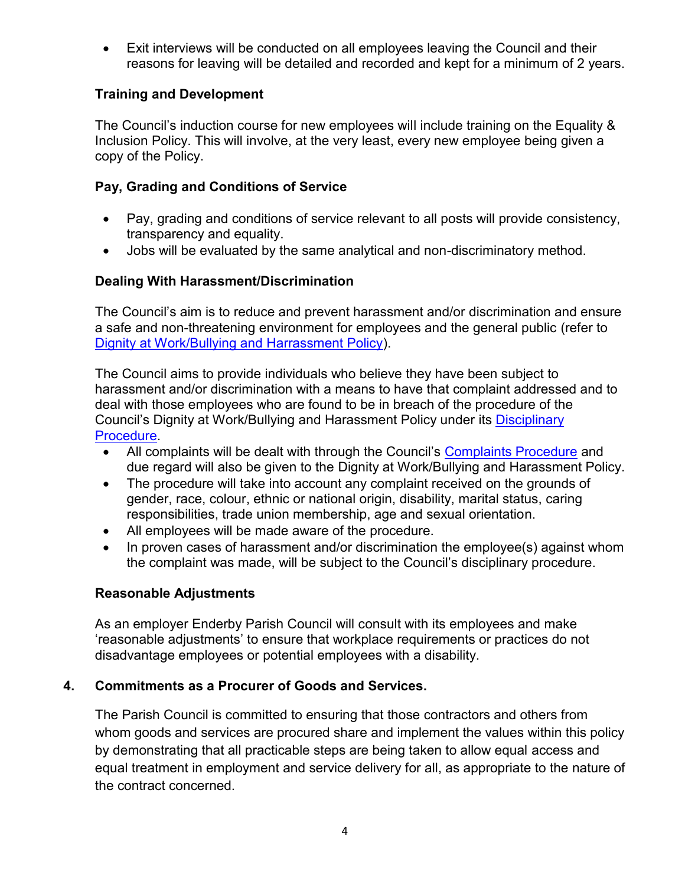- Exit interviews will be conducted on all employees leaving the Council and their reasons for leaving will be detailed and recorded and kept for a minimum of 2 years.

**Training and Development**

The Council's induction course for new employees will include training on the Equality & Inclusion Policy. This will involve, at the very least, every new employee being given a copy of the Policy.

**Pay, Grading and Conditions of Service**

- Pay, grading and conditions of service relevant to all posts will provide consistency, transparency and equality.
- Jobs will be evaluated by the same analytical and non-discriminatory method.

**Dealing With Harassment/Discrimination**

The Council's aim is to reduce and prevent harassment and/or discrimination and ensure a safe and non-threatening environment for employees and the general public (refer to Dignity at Work/Bullying and Harrassment Policy).

The Council aims to provide individuals who believe they have been subject to harassment and/or discrimination with a means to have that complaint addressed and to deal with those employees who are found to be in breach of the procedure of the Council's Dignity at Work/Bullying and Harassment Policy under its Disciplinary Procedure.

- All complaints will be dealt with through the Council's Complaints Procedure and due regard will also be given to the Dignity at Work/Bullying and Harassment Policy.
- The procedure will take into account any complaint received on the grounds of gender, race, colour, ethnic or national origin, disability, marital status, caring responsibilities, trade union membership, age and sexual orientation.
- All employees will be made aware of the procedure.
- In proven cases of harassment and/or discrimination the employee(s) against whom the complaint was made, will be subject to the Council's disciplinary procedure.

**Reasonable Adjustments**

As an employer Enderby Parish Council will consult with its employees and make 'reasonable adjustments' to ensure that workplace requirements or practices do not disadvantage employees or potential employees with a disability.

## 4. Commitments as a Procurer of Goods and Services.

The Parish Council is committed to ensuring that those contractors and others from whom goods and services are procured share and implement the values within this policy by demonstrating that all practicable steps are being taken to allow equal access and equal treatment in employment and service delivery for all, as appropriate to the nature of the contract concerned.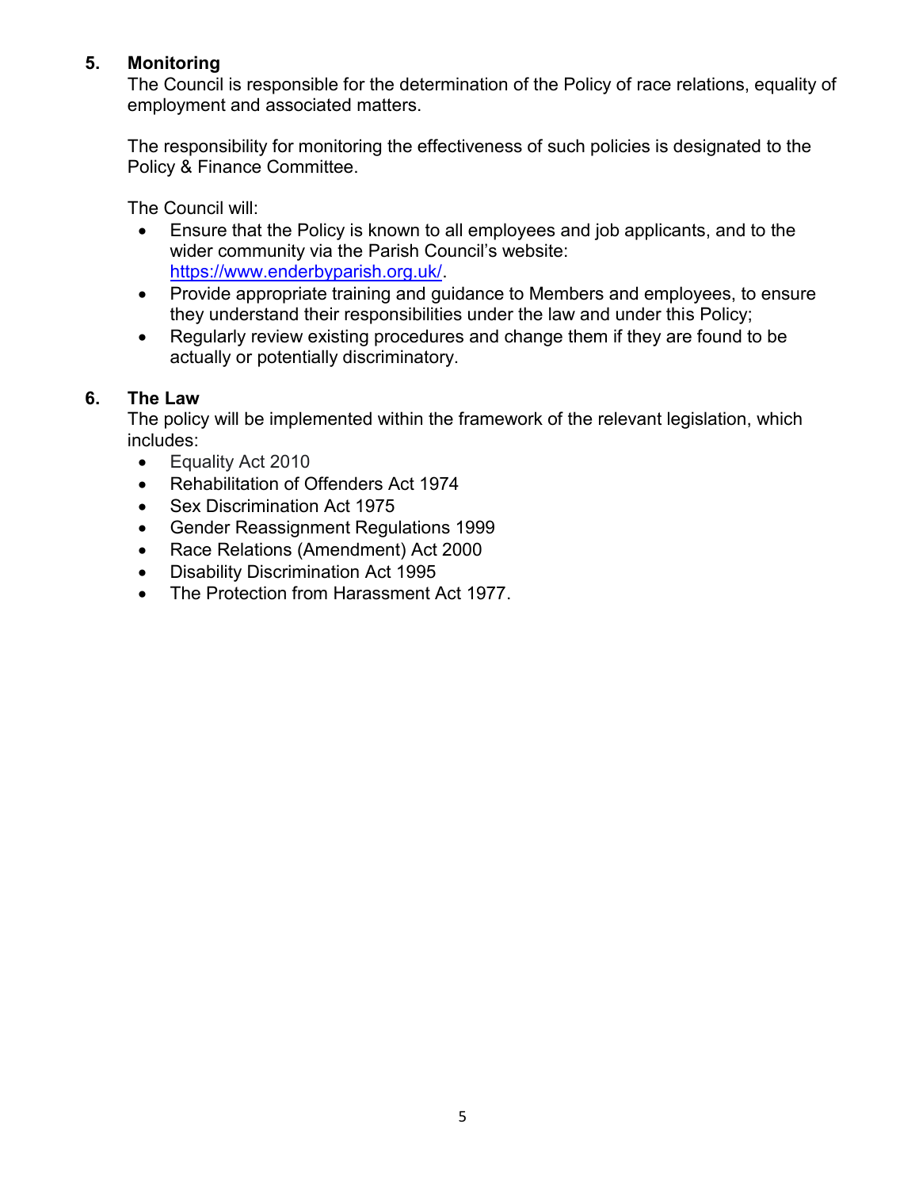## 5. Monitoring

The Council is responsible for the determination of the Policy of race relations, equality of employment and associated matters.

The responsibility for monitoring the effectiveness of such policies is designated to the Policy & Finance Committee.

The Council will:

- Ensure that the Policy is known to all employees and job applicants, and to the wider community via the Parish Council's website: [https://www.enderbyparish.org.uk/](https://www.enderbyparish.org.uk/).
- Provide appropriate training and guidance to Members and employees, to ensure they understand their responsibilities under the law and under this Policy;
- Regularly review existing procedures and change them if they are found to be actually or potentially discriminatory.

## 6. The Law

The policy will be implemented within the framework of the relevant legislation, which includes:

- Equality Act 2010
- Rehabilitation of Offenders Act 1974
- Sex Discrimination Act 1975
- Gender Reassignment Regulations 1999
- Race Relations (Amendment) Act 2000
- Disability Discrimination Act 1995
- The Protection from Harassment Act 1977.